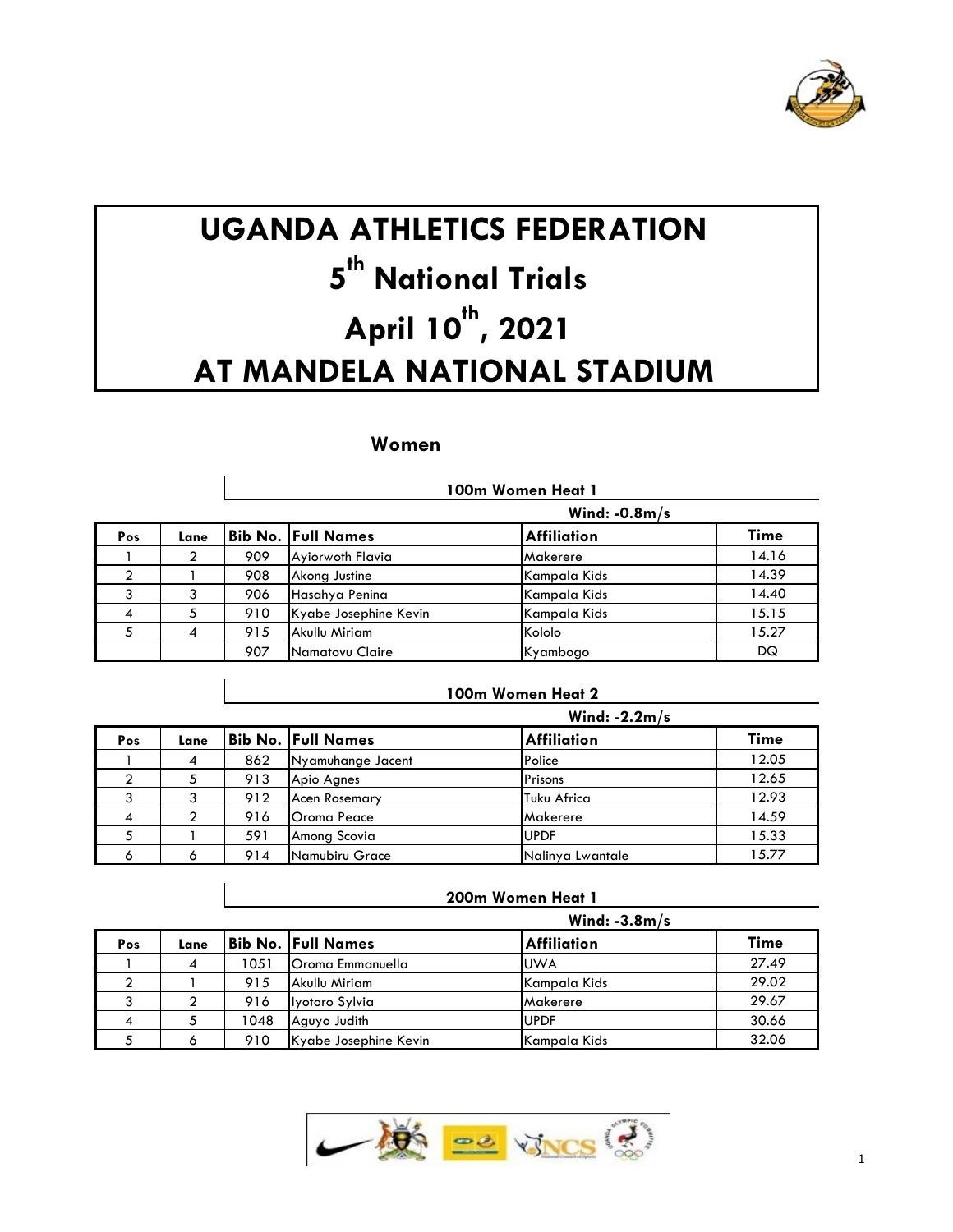# UGANDA ATHLETICS FEDERATION

# 5th National Trials

# April 10th, 2021

# AT MANDELA NATIONAL STADIUM

## Women

### 100m Women Heat 1

**Wind: -0.8m/s**

| Pos | Lane | Bib No. | Full Names | Affiliation | Time |
|---|---|---|---|---|---|
| 1 | 2 | 909 | Ayiorwoth Flavia | Makerere | 14.16 |
| 2 | 1 | 908 | Akong Justine | Kampala Kids | 14.39 |
| 3 | 3 | 906 | Hasahya Penina | Kampala Kids | 14.40 |
| 4 | 5 | 910 | Kyabe Josephine Kevin | Kampala Kids | 15.15 |
| 5 | 4 | 915 | Akullu Miriam | Kololo | 15.27 |
| | | 907 | Namatovu Claire | Kyambogo | DQ |

### 100m Women Heat 2

**Wind: -2.2m/s**

| Pos | Lane | Bib No. | Full Names | Affiliation | Time |
|---|---|---|---|---|---|
| 1 | 4 | 862 | Nyamuhange Jacent | Police | 12.05 |
| 2 | 5 | 913 | Apio Agnes | Prisons | 12.65 |
| 3 | 3 | 912 | Acen Rosemary | Tuku Africa | 12.93 |
| 4 | 2 | 916 | Oroma Peace | Makerere | 14.59 |
| 5 | 1 | 591 | Among Scovia | UPDF | 15.33 |
| 6 | 6 | 914 | Namubiru Grace | Nalinya Lwantale | 15.77 |

### 200m Women Heat 1

**Wind: -3.8m/s**

| Pos | Lane | Bib No. | Full Names | Affiliation | Time |
|---|---|---|---|---|---|
| 1 | 4 | 1051 | Oroma Emmanuella | UWA | 27.49 |
| 2 | 1 | 915 | Akullu Miriam | Kampala Kids | 29.02 |
| 3 | 2 | 916 | Iyotoro Sylvia | Makerere | 29.67 |
| 4 | 5 | 1048 | Aguyo Judith | UPDF | 30.66 |
| 5 | 6 | 910 | Kyabe Josephine Kevin | Kampala Kids | 32.06 |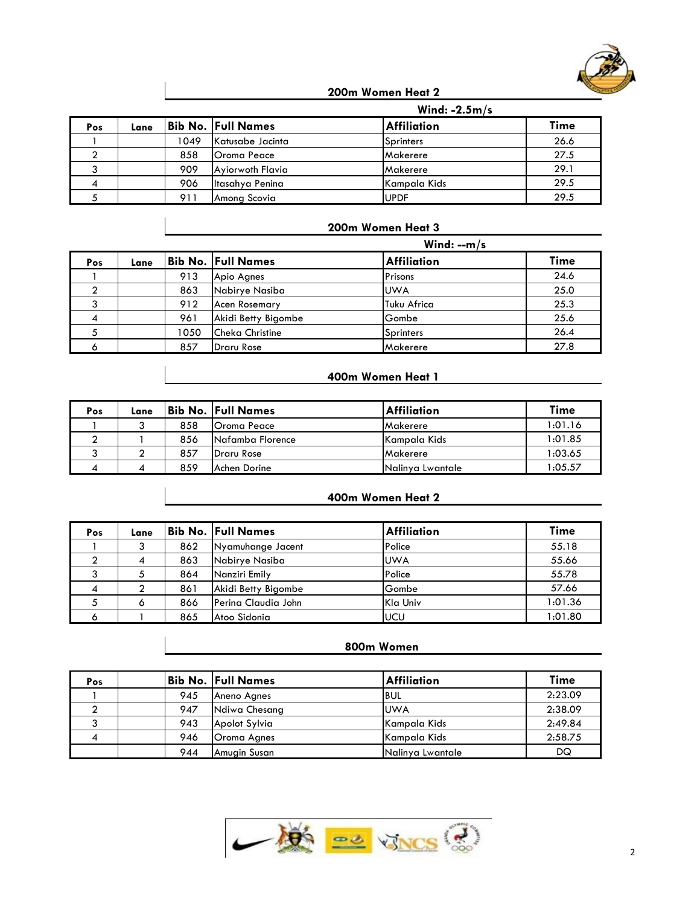## 200m Women Heat 2

Wind: -2.5m/s

| Pos | Lane | Bib No. | Full Names | Affiliation | Time |
|---|---|---|---|---|---|
| 1 | | 1049 | Katusabe Jacinta | Sprinters | 26.6 |
| 2 | | 858 | Oroma Peace | Makerere | 27.5 |
| 3 | | 909 | Ayiorwoth Flavia | Makerere | 29.1 |
| 4 | | 906 | Itasahya Penina | Kampala Kids | 29.5 |
| 5 | | 911 | Among Scovia | UPDF | 29.5 |

## 200m Women Heat 3

Wind: --m/s

| Pos | Lane | Bib No. | Full Names | Affiliation | Time |
|---|---|---|---|---|---|
| 1 | | 913 | Apio Agnes | Prisons | 24.6 |
| 2 | | 863 | Nabirye Nasiba | UWA | 25.0 |
| 3 | | 912 | Acen Rosemary | Tuku Africa | 25.3 |
| 4 | | 961 | Akidi Betty Bigombe | Gombe | 25.6 |
| 5 | | 1050 | Cheka Christine | Sprinters | 26.4 |
| 6 | | 857 | Draru Rose | Makerere | 27.8 |

## 400m Women Heat 1

| Pos | Lane | Bib No. | Full Names | Affiliation | Time |
|---|---|---|---|---|---|
| 1 | 3 | 858 | Oroma Peace | Makerere | 1:01.16 |
| 2 | 1 | 856 | Nafamba Florence | Kampala Kids | 1:01.85 |
| 3 | 2 | 857 | Draru Rose | Makerere | 1:03.65 |
| 4 | 4 | 859 | Achen Dorine | Nalinya Lwantale | 1:05.57 |

## 400m Women Heat 2

| Pos | Lane | Bib No. | Full Names | Affiliation | Time |
|---|---|---|---|---|---|
| 1 | 3 | 862 | Nyamuhange Jacent | Police | 55.18 |
| 2 | 4 | 863 | Nabirye Nasiba | UWA | 55.66 |
| 3 | 5 | 864 | Nanziri Emily | Police | 55.78 |
| 4 | 2 | 861 | Akidi Betty Bigombe | Gombe | 57.66 |
| 5 | 6 | 866 | Perina Claudia John | Kla Univ | 1:01.36 |
| 6 | 1 | 865 | Atoo Sidonia | UCU | 1:01.80 |

## 800m Women

| Pos | | Bib No. | Full Names | Affiliation | Time |
|---|---|---|---|---|---|
| 1 | | 945 | Aneno Agnes | BUL | 2:23.09 |
| 2 | | 947 | Ndiwa Chesang | UWA | 2:38.09 |
| 3 | | 943 | Apolot Sylvia | Kampala Kids | 2:49.84 |
| 4 | | 946 | Oroma Agnes | Kampala Kids | 2:58.75 |
| | | 944 | Amugin Susan | Nalinya Lwantale | DQ |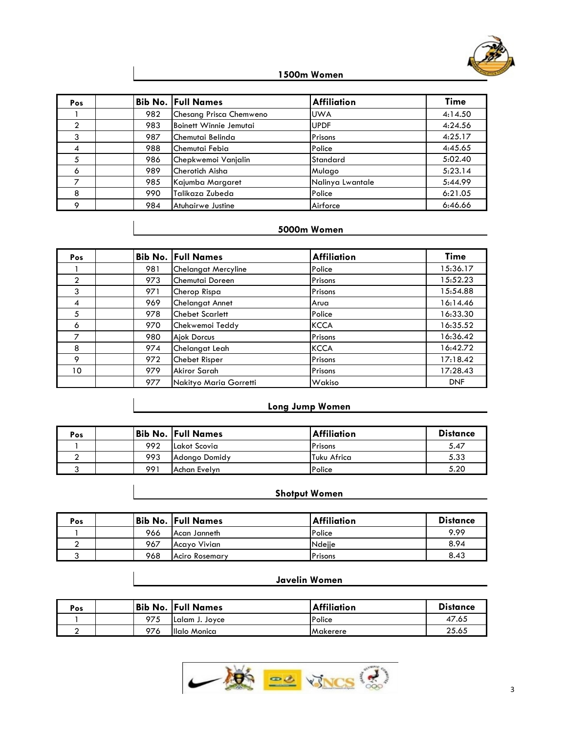## 1500m Women

| Pos | | Bib No. | Full Names | Affiliation | Time |
|---|---|---|---|---|---|
| 1 | | 982 | Chesang Prisca Chemweno | UWA | 4:14.50 |
| 2 | | 983 | Boinett Winnie Jemutai | UPDF | 4:24.56 |
| 3 | | 987 | Chemutai Belinda | Prisons | 4:25.17 |
| 4 | | 988 | Chemutai Febia | Police | 4:45.65 |
| 5 | | 986 | Chepkwemoi Vanjalin | Standard | 5:02.40 |
| 6 | | 989 | Cherotich Aisha | Mulago | 5:23.14 |
| 7 | | 985 | Kajumba Margaret | Nalinya Lwantale | 5:44.99 |
| 8 | | 990 | Talikaza Zubeda | Police | 6:21.05 |
| 9 | | 984 | Atuhairwe Justine | Airforce | 6:46.66 |

## 5000m Women

| Pos | | Bib No. | Full Names | Affiliation | Time |
|---|---|---|---|---|---|
| 1 | | 981 | Chelangat Mercyline | Police | 15:36.17 |
| 2 | | 973 | Chemutai Doreen | Prisons | 15:52.23 |
| 3 | | 971 | Cherop Rispa | Prisons | 15:54.88 |
| 4 | | 969 | Chelangat Annet | Arua | 16:14.46 |
| 5 | | 978 | Chebet Scarlett | Police | 16:33.30 |
| 6 | | 970 | Chekwemoi Teddy | KCCA | 16:35.52 |
| 7 | | 980 | Ajok Dorcus | Prisons | 16:36.42 |
| 8 | | 974 | Chelangat Leah | KCCA | 16:42.72 |
| 9 | | 972 | Chebet Risper | Prisons | 17:18.42 |
| 10 | | 979 | Akiror Sarah | Prisons | 17:28.43 |
| | | 977 | Nakityo Maria Gorretti | Wakiso | DNF |

## Long Jump Women

| Pos | | Bib No. | Full Names | Affiliation | Distance |
|---|---|---|---|---|---|
| 1 | | 992 | Lakot Scovia | Prisons | 5.47 |
| 2 | | 993 | Adongo Domidy | Tuku Africa | 5.33 |
| 3 | | 991 | Achan Evelyn | Police | 5.20 |

## Shotput Women

| Pos | | Bib No. | Full Names | Affiliation | Distance |
|---|---|---|---|---|---|
| 1 | | 966 | Acan Janneth | Police | 9.99 |
| 2 | | 967 | Acayo Vivian | Ndejje | 8.94 |
| 3 | | 968 | Aciro Rosemary | Prisons | 8.43 |

## Javelin Women

| Pos | | Bib No. | Full Names | Affiliation | Distance |
|---|---|---|---|---|---|
| 1 | | 975 | Lalam J. Joyce | Police | 47.65 |
| 2 | | 976 | Ilalo Monica | Makerere | 25.65 |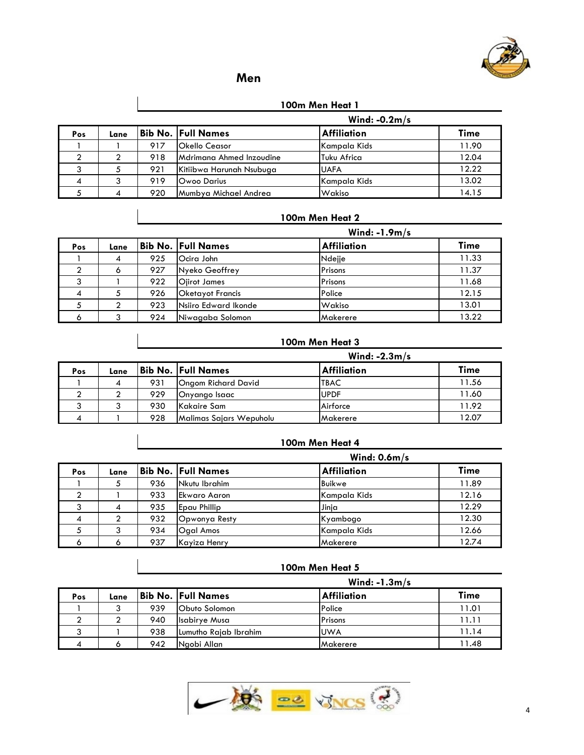## Men

### 100m Men Heat 1

Wind: -0.2m/s

| Pos | Lane | Bib No. | Full Names | Affiliation | Time |
|---|---|---|---|---|---|
| 1 | 1 | 917 | Okello Ceasor | Kampala Kids | 11.90 |
| 2 | 2 | 918 | Mdrimana Ahmed Inzoudine | Tuku Africa | 12.04 |
| 3 | 5 | 921 | Kitiibwa Harunah Nsubuga | UAFA | 12.22 |
| 4 | 3 | 919 | Owoo Darius | Kampala Kids | 13.02 |
| 5 | 4 | 920 | Mumbya Michael Andrea | Wakiso | 14.15 |

### 100m Men Heat 2

Wind: -1.9m/s

| Pos | Lane | Bib No. | Full Names | Affiliation | Time |
|---|---|---|---|---|---|
| 1 | 4 | 925 | Ocira John | Ndejje | 11.33 |
| 2 | 6 | 927 | Nyeko Geoffrey | Prisons | 11.37 |
| 3 | 1 | 922 | Ojirot James | Prisons | 11.68 |
| 4 | 5 | 926 | Oketayot Francis | Police | 12.15 |
| 5 | 2 | 923 | Nsiiro Edward Ikonde | Wakiso | 13.01 |
| 6 | 3 | 924 | Niwagaba Solomon | Makerere | 13.22 |

### 100m Men Heat 3

Wind: -2.3m/s

| Pos | Lane | Bib No. | Full Names | Affiliation | Time |
|---|---|---|---|---|---|
| 1 | 4 | 931 | Ongom Richard David | TBAC | 11.56 |
| 2 | 2 | 929 | Onyango Isaac | UPDF | 11.60 |
| 3 | 3 | 930 | Kakaire Sam | Airforce | 11.92 |
| 4 | 1 | 928 | Malimas Sajars Wepuholu | Makerere | 12.07 |

### 100m Men Heat 4

Wind: 0.6m/s

| Pos | Lane | Bib No. | Full Names | Affiliation | Time |
|---|---|---|---|---|---|
| 1 | 5 | 936 | Nkutu Ibrahim | Buikwe | 11.89 |
| 2 | 1 | 933 | Ekwaro Aaron | Kampala Kids | 12.16 |
| 3 | 4 | 935 | Epau Phillip | Jinja | 12.29 |
| 4 | 2 | 932 | Opwonya Resty | Kyambogo | 12.30 |
| 5 | 3 | 934 | Ogal Amos | Kampala Kids | 12.66 |
| 6 | 6 | 937 | Kayiza Henry | Makerere | 12.74 |

### 100m Men Heat 5

Wind: -1.3m/s

| Pos | Lane | Bib No. | Full Names | Affiliation | Time |
|---|---|---|---|---|---|
| 1 | 3 | 939 | Obuto Solomon | Police | 11.01 |
| 2 | 2 | 940 | Isabirye Musa | Prisons | 11.11 |
| 3 | 1 | 938 | Lumutho Rajab Ibrahim | UWA | 11.14 |
| 4 | 6 | 942 | Ngobi Allan | Makerere | 11.48 |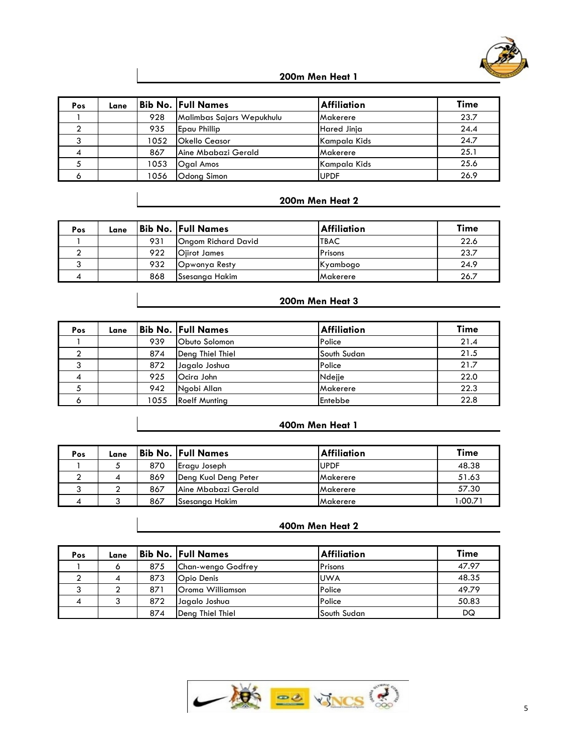## 200m Men Heat 1

| Pos | Lane | Bib No. | Full Names | Affiliation | Time |
|---|---|---|---|---|---|
| 1 | | 928 | Malimbas Sajars Wepukhulu | Makerere | 23.7 |
| 2 | | 935 | Epau Phillip | Hared Jinja | 24.4 |
| 3 | | 1052 | Okello Ceasor | Kampala Kids | 24.7 |
| 4 | | 867 | Aine Mbabazi Gerald | Makerere | 25.1 |
| 5 | | 1053 | Ogal Amos | Kampala Kids | 25.6 |
| 6 | | 1056 | Odong Simon | UPDF | 26.9 |

## 200m Men Heat 2

| Pos | Lane | Bib No. | Full Names | Affiliation | Time |
|---|---|---|---|---|---|
| 1 | | 931 | Ongom Richard David | TBAC | 22.6 |
| 2 | | 922 | Ojirot James | Prisons | 23.7 |
| 3 | | 932 | Opwonya Resty | Kyambogo | 24.9 |
| 4 | | 868 | Ssesanga Hakim | Makerere | 26.7 |

## 200m Men Heat 3

| Pos | Lane | Bib No. | Full Names | Affiliation | Time |
|---|---|---|---|---|---|
| 1 | | 939 | Obuto Solomon | Police | 21.4 |
| 2 | | 874 | Deng Thiel Thiel | South Sudan | 21.5 |
| 3 | | 872 | Jagalo Joshua | Police | 21.7 |
| 4 | | 925 | Ocira John | Ndejje | 22.0 |
| 5 | | 942 | Ngobi Allan | Makerere | 22.3 |
| 6 | | 1055 | Roelf Munting | Entebbe | 22.8 |

## 400m Men Heat 1

| Pos | Lane | Bib No. | Full Names | Affiliation | Time |
|---|---|---|---|---|---|
| 1 | 5 | 870 | Eragu Joseph | UPDF | 48.38 |
| 2 | 4 | 869 | Deng Kuol Deng Peter | Makerere | 51.63 |
| 3 | 2 | 867 | Aine Mbabazi Gerald | Makerere | 57.30 |
| 4 | 3 | 867 | Ssesanga Hakim | Makerere | 1:00.71 |

## 400m Men Heat 2

| Pos | Lane | Bib No. | Full Names | Affiliation | Time |
|---|---|---|---|---|---|
| 1 | 6 | 875 | Chan-wengo Godfrey | Prisons | 47.97 |
| 2 | 4 | 873 | Opio Denis | UWA | 48.35 |
| 3 | 2 | 871 | Oroma Williamson | Police | 49.79 |
| 4 | 3 | 872 | Jagalo Joshua | Police | 50.83 |
| | | 874 | Deng Thiel Thiel | South Sudan | DQ |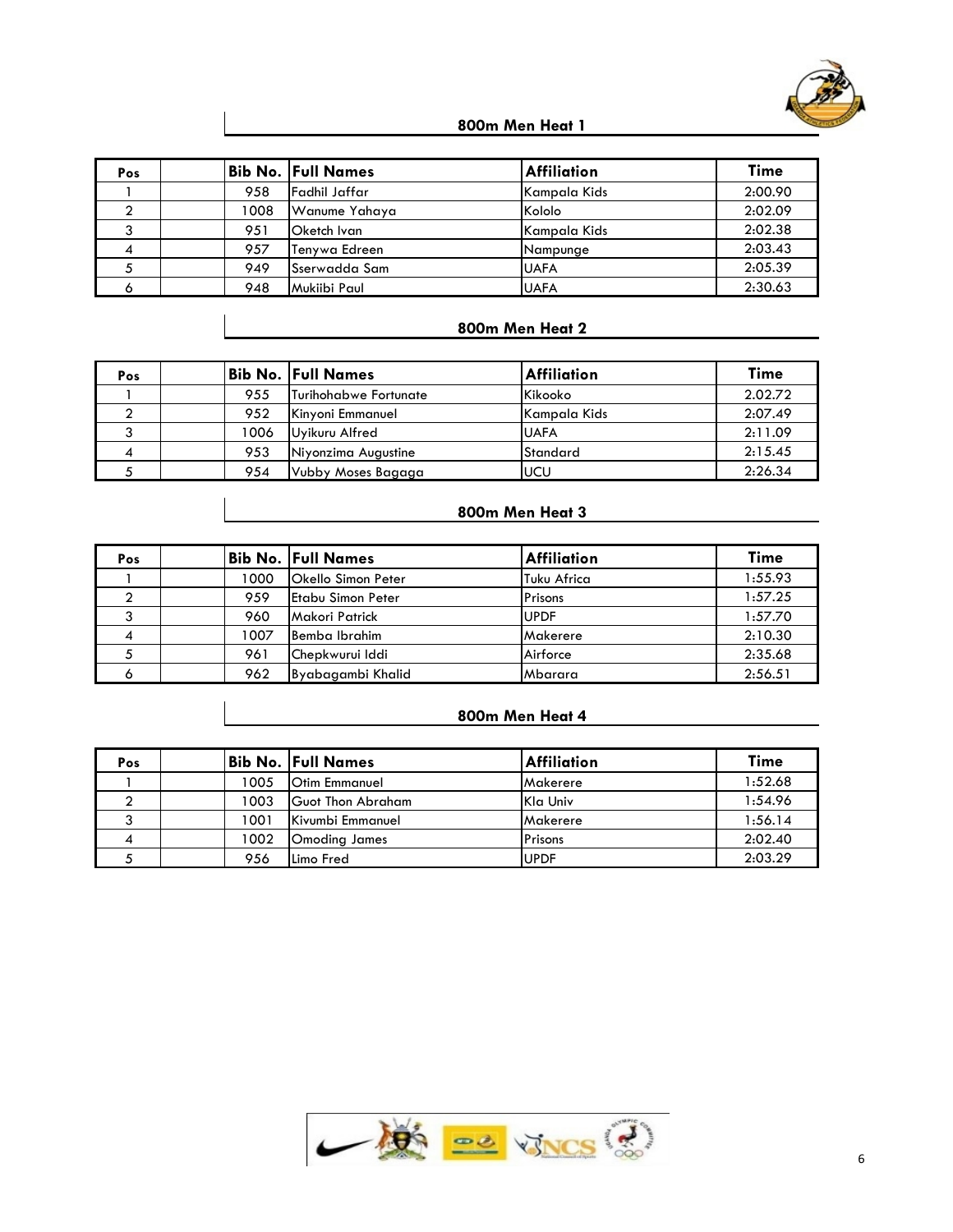## 800m Men Heat 1

| Pos | | Bib No. | Full Names | Affiliation | Time |
|---|---|---|---|---|---|
| 1 | | 958 | Fadhil Jaffar | Kampala Kids | 2:00.90 |
| 2 | | 1008 | Wanume Yahaya | Kololo | 2:02.09 |
| 3 | | 951 | Oketch Ivan | Kampala Kids | 2:02.38 |
| 4 | | 957 | Tenywa Edreen | Nampunge | 2:03.43 |
| 5 | | 949 | Sserwadda Sam | UAFA | 2:05.39 |
| 6 | | 948 | Mukiibi Paul | UAFA | 2:30.63 |

## 800m Men Heat 2

| Pos | | Bib No. | Full Names | Affiliation | Time |
|---|---|---|---|---|---|
| 1 | | 955 | Turihohabwe Fortunate | Kikooko | 2.02.72 |
| 2 | | 952 | Kinyoni Emmanuel | Kampala Kids | 2:07.49 |
| 3 | | 1006 | Uyikuru Alfred | UAFA | 2:11.09 |
| 4 | | 953 | Niyonzima Augustine | Standard | 2:15.45 |
| 5 | | 954 | Vubby Moses Bagaga | UCU | 2:26.34 |

## 800m Men Heat 3

| Pos | | Bib No. | Full Names | Affiliation | Time |
|---|---|---|---|---|---|
| 1 | | 1000 | Okello Simon Peter | Tuku Africa | 1:55.93 |
| 2 | | 959 | Etabu Simon Peter | Prisons | 1:57.25 |
| 3 | | 960 | Makori Patrick | UPDF | 1:57.70 |
| 4 | | 1007 | Bemba Ibrahim | Makerere | 2:10.30 |
| 5 | | 961 | Chepkwurui Iddi | Airforce | 2:35.68 |
| 6 | | 962 | Byabagambi Khalid | Mbarara | 2:56.51 |

## 800m Men Heat 4

| Pos | | Bib No. | Full Names | Affiliation | Time |
|---|---|---|---|---|---|
| 1 | | 1005 | Otim Emmanuel | Makerere | 1:52.68 |
| 2 | | 1003 | Guot Thon Abraham | Kla Univ | 1:54.96 |
| 3 | | 1001 | Kivumbi Emmanuel | Makerere | 1:56.14 |
| 4 | | 1002 | Omoding James | Prisons | 2:02.40 |
| 5 | | 956 | Limo Fred | UPDF | 2:03.29 |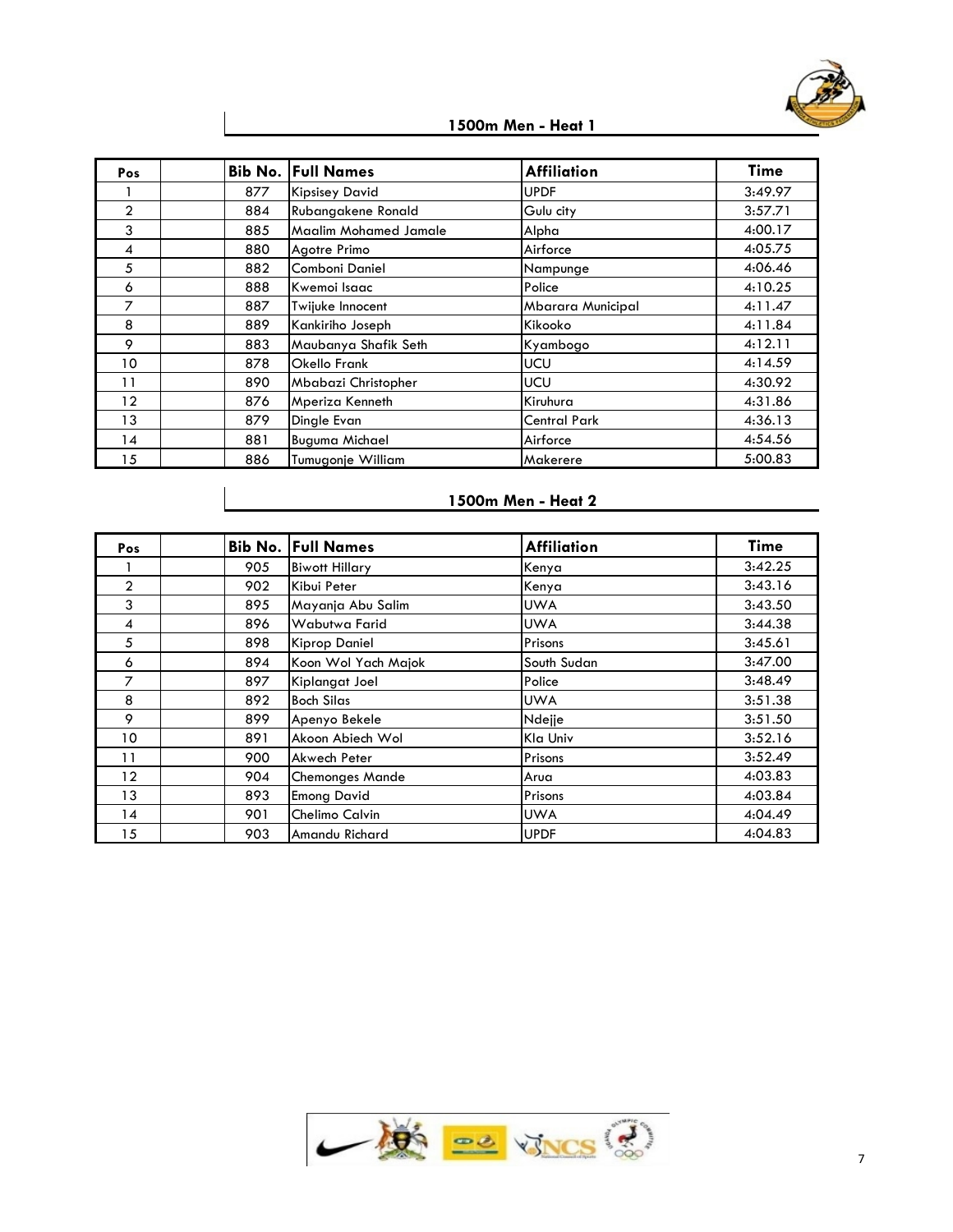## 1500m Men - Heat 1

| Pos | | Bib No. | Full Names | Affiliation | Time |
|---|---|---|---|---|---|
| 1 | | 877 | Kipsisey David | UPDF | 3:49.97 |
| 2 | | 884 | Rubangakene Ronald | Gulu city | 3:57.71 |
| 3 | | 885 | Maalim Mohamed Jamale | Alpha | 4:00.17 |
| 4 | | 880 | Agotre Primo | Airforce | 4:05.75 |
| 5 | | 882 | Comboni Daniel | Nampunge | 4:06.46 |
| 6 | | 888 | Kwemoi Isaac | Police | 4:10.25 |
| 7 | | 887 | Twijuke Innocent | Mbarara Municipal | 4:11.47 |
| 8 | | 889 | Kankiriho Joseph | Kikooko | 4:11.84 |
| 9 | | 883 | Maubanya Shafik Seth | Kyambogo | 4:12.11 |
| 10 | | 878 | Okello Frank | UCU | 4:14.59 |
| 11 | | 890 | Mbabazi Christopher | UCU | 4:30.92 |
| 12 | | 876 | Mperiza Kenneth | Kiruhura | 4:31.86 |
| 13 | | 879 | Dingle Evan | Central Park | 4:36.13 |
| 14 | | 881 | Buguma Michael | Airforce | 4:54.56 |
| 15 | | 886 | Tumugonje William | Makerere | 5:00.83 |

## 1500m Men - Heat 2

| Pos | | Bib No. | Full Names | Affiliation | Time |
|---|---|---|---|---|---|
| 1 | | 905 | Biwott Hillary | Kenya | 3:42.25 |
| 2 | | 902 | Kibui Peter | Kenya | 3:43.16 |
| 3 | | 895 | Mayanja Abu Salim | UWA | 3:43.50 |
| 4 | | 896 | Wabutwa Farid | UWA | 3:44.38 |
| 5 | | 898 | Kiprop Daniel | Prisons | 3:45.61 |
| 6 | | 894 | Koon Wol Yach Majok | South Sudan | 3:47.00 |
| 7 | | 897 | Kiplangat Joel | Police | 3:48.49 |
| 8 | | 892 | Boch Silas | UWA | 3:51.38 |
| 9 | | 899 | Apenyo Bekele | Ndejje | 3:51.50 |
| 10 | | 891 | Akoon Abiech Wol | Kla Univ | 3:52.16 |
| 11 | | 900 | Akwech Peter | Prisons | 3:52.49 |
| 12 | | 904 | Chemonges Mande | Arua | 4:03.83 |
| 13 | | 893 | Emong David | Prisons | 4:03.84 |
| 14 | | 901 | Chelimo Calvin | UWA | 4:04.49 |
| 15 | | 903 | Amandu Richard | UPDF | 4:04.83 |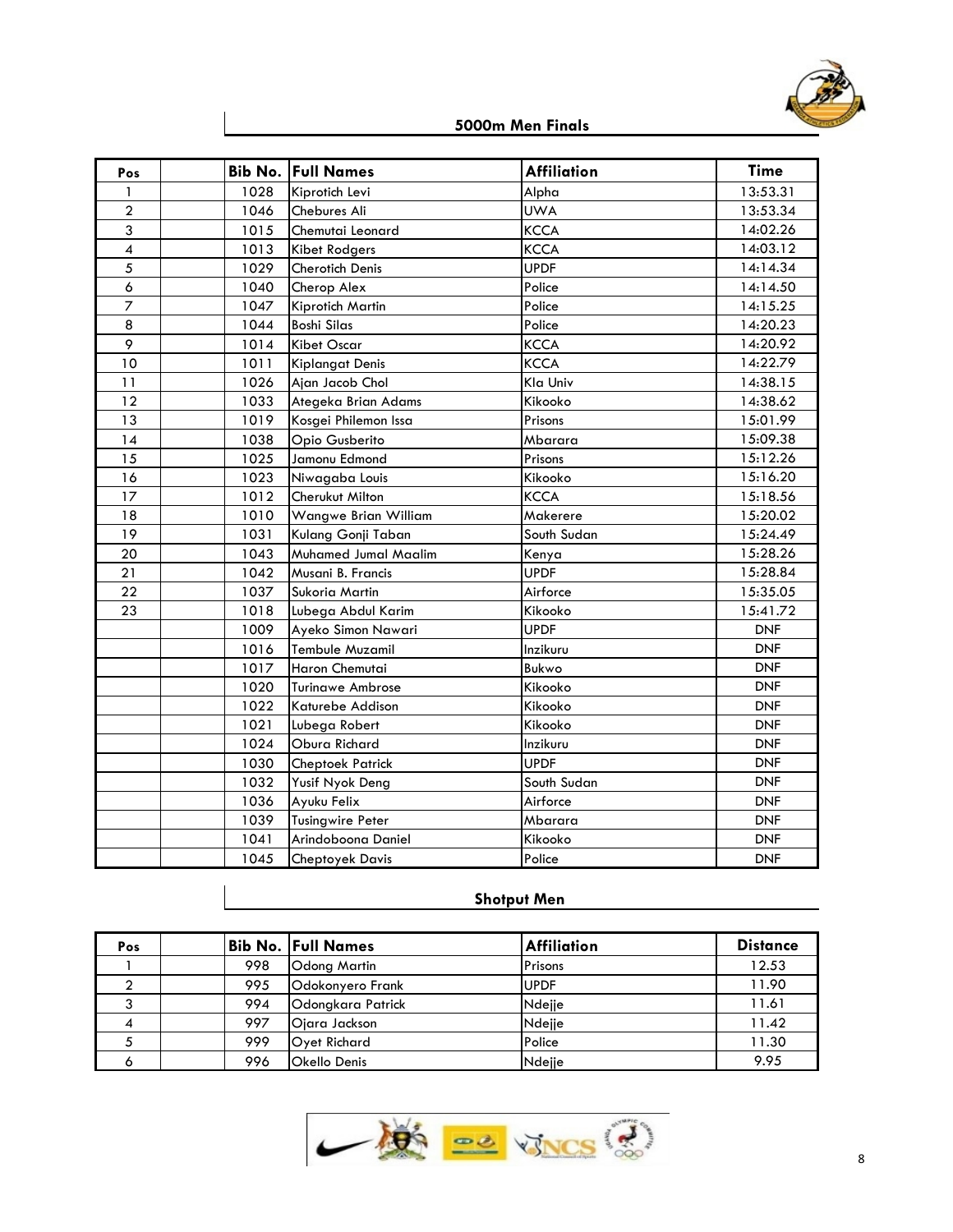## 5000m Men Finals

| Pos | | Bib No. | Full Names | Affiliation | Time |
|---|---|---|---|---|---|
| 1 | | 1028 | Kiprotich Levi | Alpha | 13:53.31 |
| 2 | | 1046 | Chebures Ali | UWA | 13:53.34 |
| 3 | | 1015 | Chemutai Leonard | KCCA | 14:02.26 |
| 4 | | 1013 | Kibet Rodgers | KCCA | 14:03.12 |
| 5 | | 1029 | Cherotich Denis | UPDF | 14:14.34 |
| 6 | | 1040 | Cherop Alex | Police | 14:14.50 |
| 7 | | 1047 | Kiprotich Martin | Police | 14:15.25 |
| 8 | | 1044 | Boshi Silas | Police | 14:20.23 |
| 9 | | 1014 | Kibet Oscar | KCCA | 14:20.92 |
| 10 | | 1011 | Kiplangat Denis | KCCA | 14:22.79 |
| 11 | | 1026 | Ajan Jacob Chol | Kla Univ | 14:38.15 |
| 12 | | 1033 | Ategeka Brian Adams | Kikooko | 14:38.62 |
| 13 | | 1019 | Kosgei Philemon Issa | Prisons | 15:01.99 |
| 14 | | 1038 | Opio Gusberito | Mbarara | 15:09.38 |
| 15 | | 1025 | Jamonu Edmond | Prisons | 15:12.26 |
| 16 | | 1023 | Niwagaba Louis | Kikooko | 15:16.20 |
| 17 | | 1012 | Cherukut Milton | KCCA | 15:18.56 |
| 18 | | 1010 | Wangwe Brian William | Makerere | 15:20.02 |
| 19 | | 1031 | Kulang Gonji Taban | South Sudan | 15:24.49 |
| 20 | | 1043 | Muhamed Jumal Maalim | Kenya | 15:28.26 |
| 21 | | 1042 | Musani B. Francis | UPDF | 15:28.84 |
| 22 | | 1037 | Sukoria Martin | Airforce | 15:35.05 |
| 23 | | 1018 | Lubega Abdul Karim | Kikooko | 15:41.72 |
| | | 1009 | Ayeko Simon Nawari | UPDF | DNF |
| | | 1016 | Tembule Muzamil | Inzikuru | DNF |
| | | 1017 | Haron Chemutai | Bukwo | DNF |
| | | 1020 | Turinawe Ambrose | Kikooko | DNF |
| | | 1022 | Katurebe Addison | Kikooko | DNF |
| | | 1021 | Lubega Robert | Kikooko | DNF |
| | | 1024 | Obura Richard | Inzikuru | DNF |
| | | 1030 | Cheptoek Patrick | UPDF | DNF |
| | | 1032 | Yusif Nyok Deng | South Sudan | DNF |
| | | 1036 | Ayuku Felix | Airforce | DNF |
| | | 1039 | Tusingwire Peter | Mbarara | DNF |
| | | 1041 | Arindoboona Daniel | Kikooko | DNF |
| | | 1045 | Cheptoyek Davis | Police | DNF |

## Shotput Men

| Pos | | Bib No. | Full Names | Affiliation | Distance |
|---|---|---|---|---|---|
| 1 | | 998 | Odong Martin | Prisons | 12.53 |
| 2 | | 995 | Odokonyero Frank | UPDF | 11.90 |
| 3 | | 994 | Odongkara Patrick | Ndejje | 11.61 |
| 4 | | 997 | Ojara Jackson | Ndejje | 11.42 |
| 5 | | 999 | Oyet Richard | Police | 11.30 |
| 6 | | 996 | Okello Denis | Ndejje | 9.95 |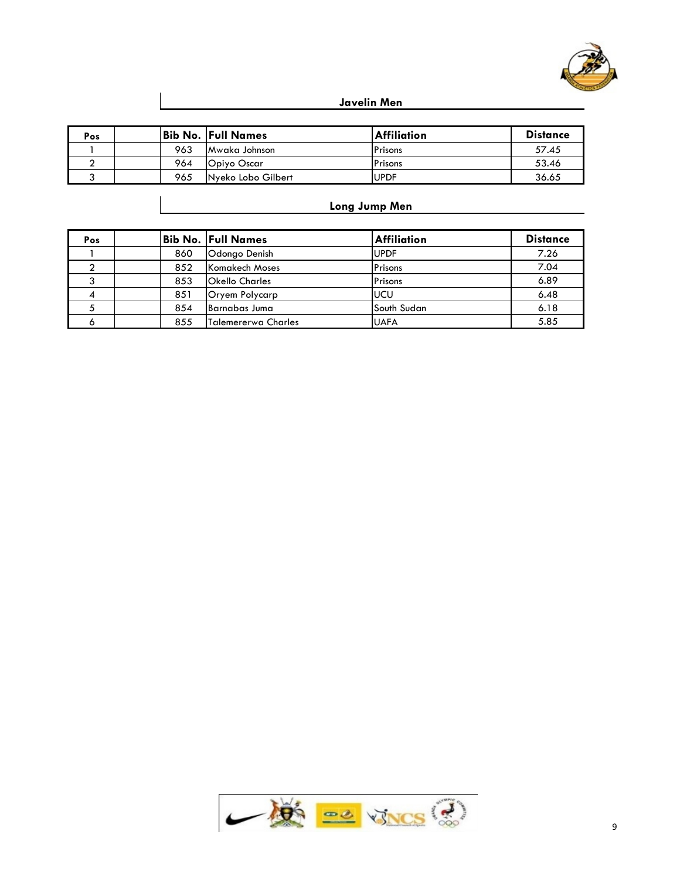## Javelin Men

| Pos | | Bib No. | Full Names | Affiliation | Distance |
|---|---|---|---|---|---|
| 1 | | 963 | Mwaka Johnson | Prisons | 57.45 |
| 2 | | 964 | Opiyo Oscar | Prisons | 53.46 |
| 3 | | 965 | Nyeko Lobo Gilbert | UPDF | 36.65 |

## Long Jump Men

| Pos | | Bib No. | Full Names | Affiliation | Distance |
|---|---|---|---|---|---|
| 1 | | 860 | Odongo Denish | UPDF | 7.26 |
| 2 | | 852 | Komakech Moses | Prisons | 7.04 |
| 3 | | 853 | Okello Charles | Prisons | 6.89 |
| 4 | | 851 | Oryem Polycarp | UCU | 6.48 |
| 5 | | 854 | Barnabas Juma | South Sudan | 6.18 |
| 6 | | 855 | Talemererwa Charles | UAFA | 5.85 |